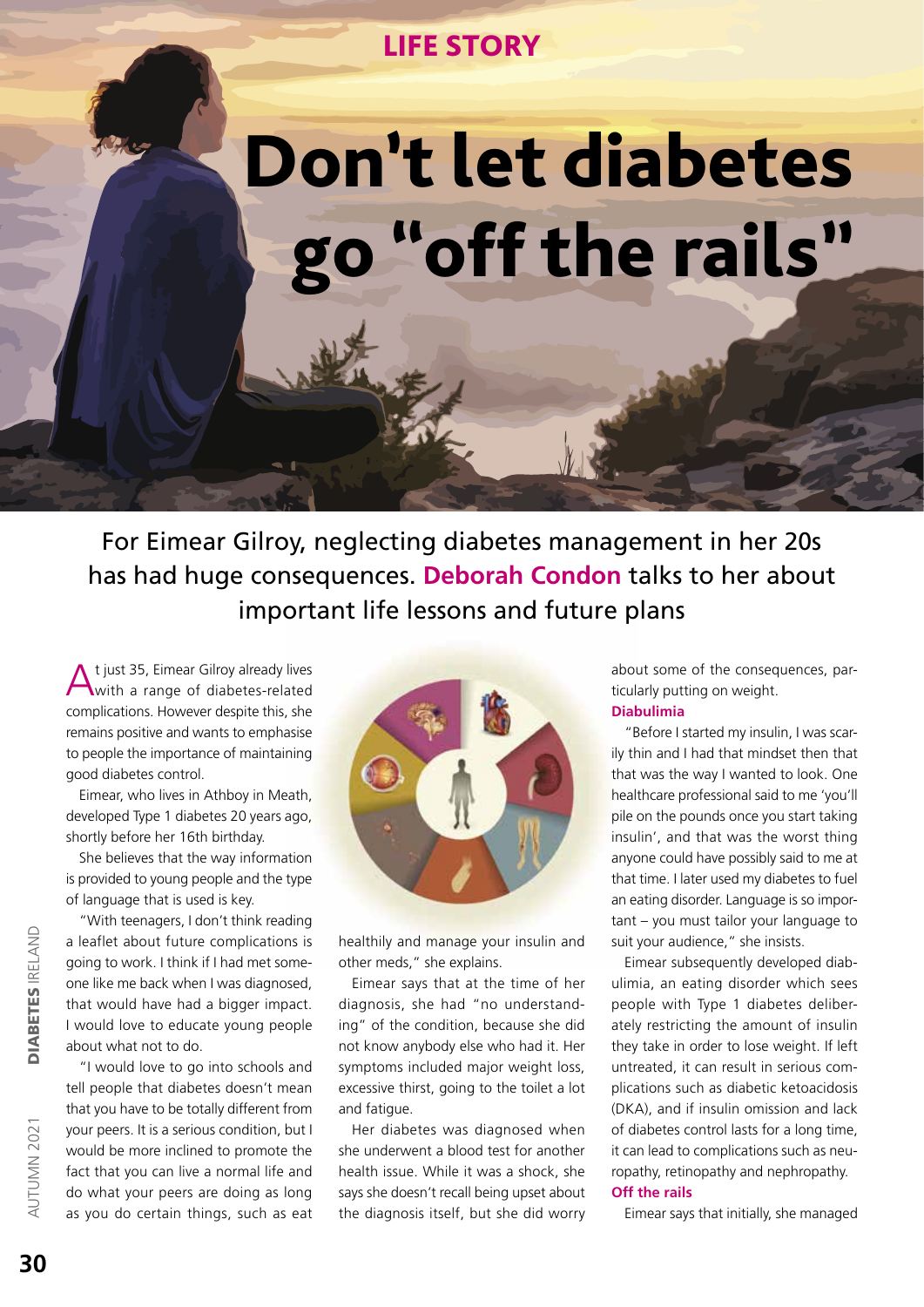LIFE STORY

# Don't let diabetes go "off the rails"

For Eimear Gilroy, neglecting diabetes management in her 20s has had huge consequences. **Deborah Condon** talks to her about important life lessons and future plans

At just 35, Eimear Gilroy already lives with a range of diabetes-related complications. However despite this, she remains positive and wants to emphasise to people the importance of maintaining good diabetes control.

Eimear, who lives in Athboy in Meath, developed Type 1 diabetes 20 years ago, shortly before her 16th birthday.

She believes that the way information is provided to young people and the type of language that is used is key.

"With teenagers, I don't think reading a leaflet about future complications is going to work. I think if I had met someone like me back when I was diagnosed, that would have had a bigger impact. I would love to educate young people about what not to do.

"I would love to go into schools and tell people that diabetes doesn't mean that you have to be totally different from your peers. It is a serious condition, but I would be more inclined to promote the fact that you can live a normal life and do what your peers are doing as long as you do certain things, such as eat healthily and manage your insulin and other meds," she explains.

Eimear says that at the time of her diagnosis, she had "no understanding" of the condition, because she did not know anybody else who had it. Her symptoms included major weight loss, excessive thirst, going to the toilet a lot and fatigue.

Her diabetes was diagnosed when she underwent a blood test for another health issue. While it was a shock, she says she doesn't recall being upset about the diagnosis itself, but she did worry about some of the consequences, particularly putting on weight.

### Diabulimia

"Before I started my insulin, I was scarily thin and I had that mindset then that that was the way I wanted to look. One healthcare professional said to me 'you'll pile on the pounds once you start taking insulin', and that was the worst thing anyone could have possibly said to me at that time. I later used my diabetes to fuel an eating disorder. Language is so important – you must tailor your language to suit your audience," she insists.

Eimear subsequently developed diabulimia, an eating disorder which sees people with Type 1 diabetes deliberately restricting the amount of insulin they take in order to lose weight. If left untreated, it can result in serious complications such as diabetic ketoacidosis (DKA), and if insulin omission and lack of diabetes control lasts for a long time, it can lead to complications such as neuropathy, retinopathy and nephropathy.

### Off the rails

Eimear says that initially, she managed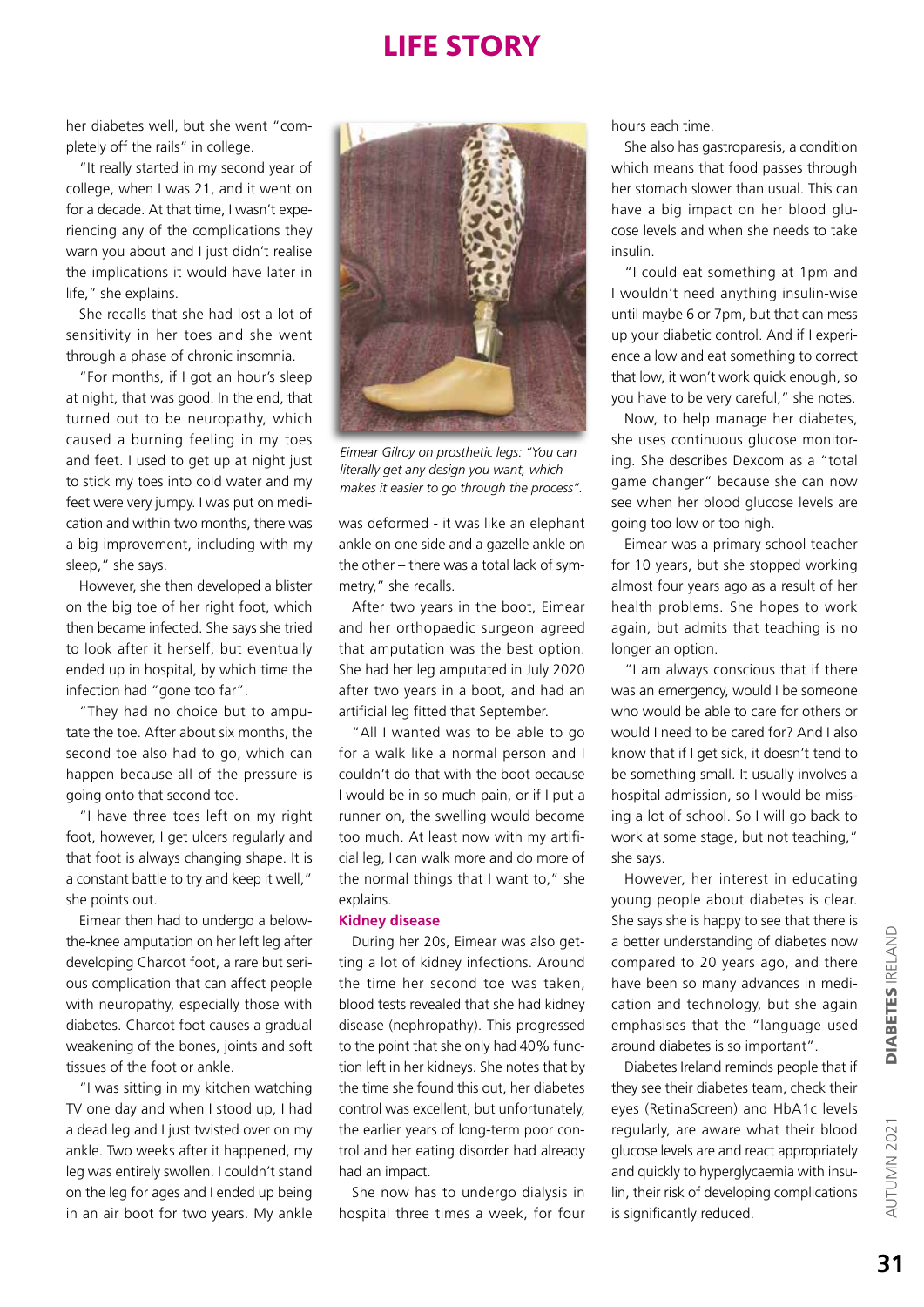her diabetes well, but she went "completely off the rails" in college.

"It really started in my second year of college, when I was 21, and it went on for a decade. At that time, I wasn't experiencing any of the complications they warn you about and I just didn't realise the implications it would have later in life," she explains.

She recalls that she had lost a lot of sensitivity in her toes and she went through a phase of chronic insomnia.

"For months, if I got an hour's sleep at night, that was good. In the end, that turned out to be neuropathy, which caused a burning feeling in my toes and feet. I used to get up at night just to stick my toes into cold water and my feet were very jumpy. I was put on medication and within two months, there was a big improvement, including with my sleep," she says.

However, she then developed a blister on the big toe of her right foot, which then became infected. She says she tried to look after it herself, but eventually ended up in hospital, by which time the infection had "gone too far".

"They had no choice but to amputate the toe. After about six months, the second toe also had to go, which can happen because all of the pressure is going onto that second toe.

"I have three toes left on my right foot, however, I get ulcers regularly and that foot is always changing shape. It is a constant battle to try and keep it well," she points out.

Eimear then had to undergo a below-the-knee amputation on her left leg after developing Charcot foot, a rare but serious complication that can affect people with neuropathy, especially those with diabetes. Charcot foot causes a gradual weakening of the bones, joints and soft tissues of the foot or ankle.

"I was sitting in my kitchen watching TV one day and when I stood up, I had a dead leg and I just twisted over on my ankle. Two weeks after it happened, my leg was entirely swollen. I couldn't stand on the leg for ages and I ended up being in an air boot for two years. My ankle was deformed - it was like an elephant ankle on one side and a gazelle ankle on the other – there was a total lack of symmetry," she recalls.

*Eimear Gilroy on prosthetic legs: "You can literally get any design you want, which makes it easier to go through the process".*

After two years in the boot, Eimear and her orthopaedic surgeon agreed that amputation was the best option. She had her leg amputated in July 2020 after two years in a boot, and had an artificial leg fitted that September.

"All I wanted was to be able to go for a walk like a normal person and I couldn't do that with the boot because I would be in so much pain, or if I put a runner on, the swelling would become too much. At least now with my artificial leg, I can walk more and do more of the normal things that I want to," she explains.

### Kidney disease

During her 20s, Eimear was also getting a lot of kidney infections. Around the time her second toe was taken, blood tests revealed that she had kidney disease (nephropathy). This progressed to the point that she only had 40% function left in her kidneys. She notes that by the time she found this out, her diabetes control was excellent, but unfortunately, the earlier years of long-term poor control and her eating disorder had already had an impact.

She now has to undergo dialysis in hospital three times a week, for four hours each time.

She also has gastroparesis, a condition which means that food passes through her stomach slower than usual. This can have a big impact on her blood glucose levels and when she needs to take insulin.

"I could eat something at 1pm and I wouldn't need anything insulin-wise until maybe 6 or 7pm, but that can mess up your diabetic control. And if I experience a low and eat something to correct that low, it won't work quick enough, so you have to be very careful," she notes.

Now, to help manage her diabetes, she uses continuous glucose monitoring. She describes Dexcom as a "total game changer" because she can now see when her blood glucose levels are going too low or too high.

Eimear was a primary school teacher for 10 years, but she stopped working almost four years ago as a result of her health problems. She hopes to work again, but admits that teaching is no longer an option.

"I am always conscious that if there was an emergency, would I be someone who would be able to care for others or would I need to be cared for? And I also know that if I get sick, it doesn't tend to be something small. It usually involves a hospital admission, so I would be missing a lot of school. So I will go back to work at some stage, but not teaching," she says.

However, her interest in educating young people about diabetes is clear. She says she is happy to see that there is a better understanding of diabetes now compared to 20 years ago, and there have been so many advances in medication and technology, but she again emphasises that the "language used around diabetes is so important".

Diabetes Ireland reminds people that if they see their diabetes team, check their eyes (RetinaScreen) and HbA1c levels regularly, are aware what their blood glucose levels are and react appropriately and quickly to hyperglycaemia with insulin, their risk of developing complications is significantly reduced.